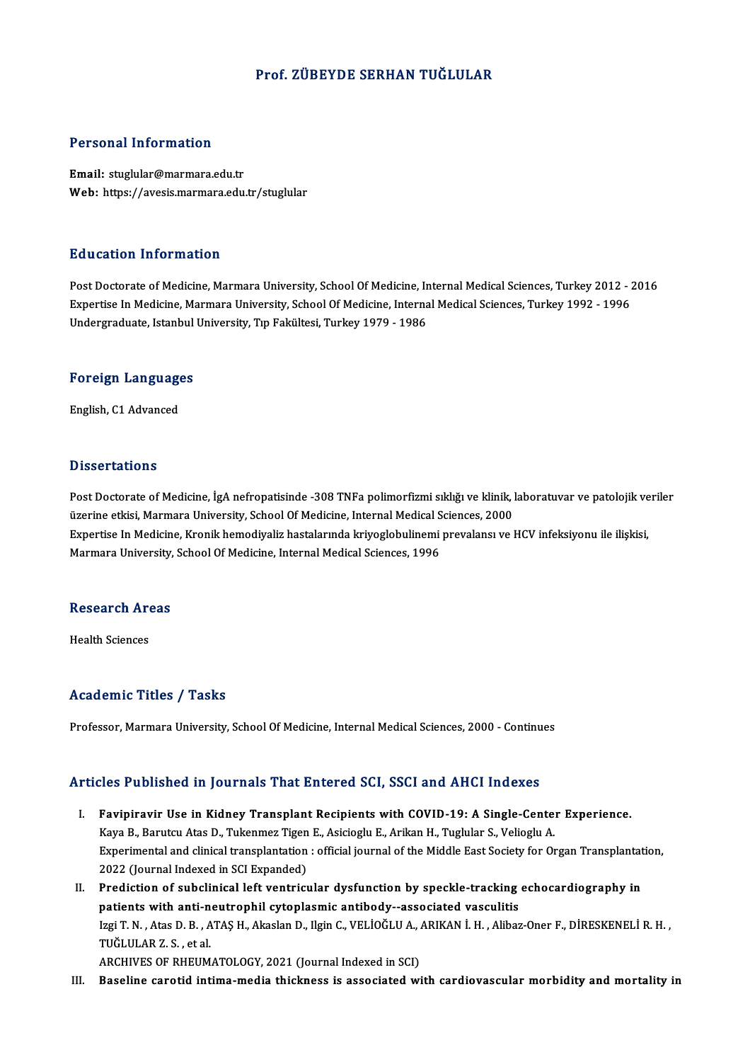# Prof. ZÜBEYDE SERHAN TUĞLULAR

## Personal Information

**Email:** stuglular@marmara.edu.tr
**Web:** https://avesis.marmara.edu.tr/stuglular

## Education Information

Post Doctorate of Medicine, Marmara University, School Of Medicine, Internal Medical Sciences, Turkey 2012 - 2016
Expertise In Medicine, Marmara University, School Of Medicine, Internal Medical Sciences, Turkey 1992 - 1996
Undergraduate, Istanbul University, Tıp Fakültesi, Turkey 1979 - 1986

## Foreign Languages

English, C1 Advanced

## Dissertations

Post Doctorate of Medicine, İgA nefropatisinde -308 TNFa polimorfizmi sıklığı ve klinik, laboratuvar ve patolojik veriler üzerine etkisi, Marmara University, School Of Medicine, Internal Medical Sciences, 2000
Expertise In Medicine, Kronik hemodiyaliz hastalarında kriyoglobulinemi prevalansı ve HCV infeksiyonu ile ilişkisi, Marmara University, School Of Medicine, Internal Medical Sciences, 1996

## Research Areas

Health Sciences

## Academic Titles / Tasks

Professor, Marmara University, School Of Medicine, Internal Medical Sciences, 2000 - Continues

## Articles Published in Journals That Entered SCI, SSCI and AHCI Indexes

I. **Favipiravir Use in Kidney Transplant Recipients with COVID-19: A Single-Center Experience.**
Kaya B., Barutcu Atas D., Tukenmez Tigen E., Asicioglu E., Arikan H., Tuglular S., Velioglu A.
Experimental and clinical transplantation : official journal of the Middle East Society for Organ Transplantation, 2022 (Journal Indexed in SCI Expanded)

II. **Prediction of subclinical left ventricular dysfunction by speckle-tracking echocardiography in patients with anti-neutrophil cytoplasmic antibody--associated vasculitis**
Izgi T. N. , Atas D. B. , ATAŞ H., Akaslan D., Ilgin C., VELİOĞLU A., ARIKAN İ. H. , Alibaz-Oner F., DİRESKENELİ R. H. , TUĞLULAR Z. S. , et al.
ARCHIVES OF RHEUMATOLOGY, 2021 (Journal Indexed in SCI)

III. **Baseline carotid intima-media thickness is associated with cardiovascular morbidity and mortality in**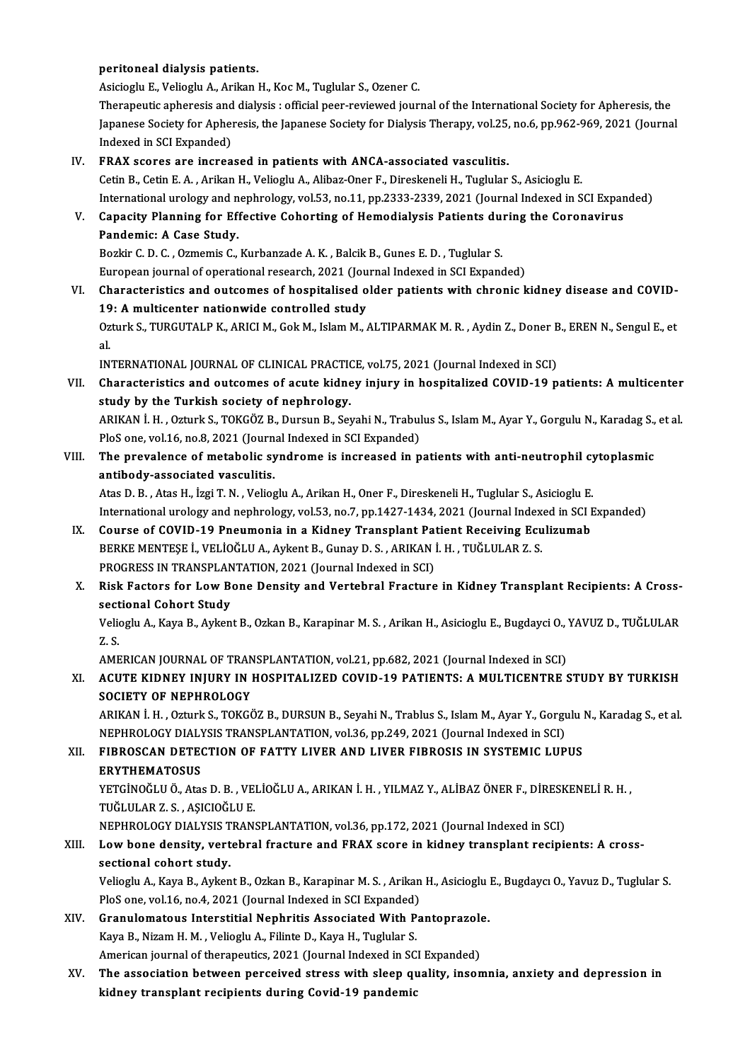peritoneal dialysis patients.

Asicioglu E., Velioglu A., Arikan H., Koc M., Tuglular S., Ozener C.

Therapeutic apheresis and dialysis : official peer-reviewed journal of the International Society for Apheresis, the Japanese Society for Apheresis, the Japanese Society for Dialysis Therapy, vol.25, no.6, pp.962-969, 2021 (Journal Indexed in SCI Expanded)

IV. **FRAX scores are increased in patients with ANCA-associated vasculitis.**

Cetin B., Cetin E. A. , Arikan H., Velioglu A., Alibaz-Oner F., Direskeneli H., Tuglular S., Asicioglu E.

International urology and nephrology, vol.53, no.11, pp.2333-2339, 2021 (Journal Indexed in SCI Expanded)

V. **Capacity Planning for Effective Cohorting of Hemodialysis Patients during the Coronavirus Pandemic: A Case Study.**

Bozkir C. D. C. , Ozmemis C., Kurbanzade A. K. , Balcik B., Gunes E. D. , Tuglular S.

European journal of operational research, 2021 (Journal Indexed in SCI Expanded)

VI. **Characteristics and outcomes of hospitalised older patients with chronic kidney disease and COVID-19: A multicenter nationwide controlled study**

Ozturk S., TURGUTALP K., ARICI M., Gok M., Islam M., ALTIPARMAK M. R. , Aydin Z., Doner B., EREN N., Sengul E., et al.

INTERNATIONAL JOURNAL OF CLINICAL PRACTICE, vol.75, 2021 (Journal Indexed in SCI)

VII. **Characteristics and outcomes of acute kidney injury in hospitalized COVID-19 patients: A multicenter study by the Turkish society of nephrology.**

ARIKAN İ. H. , Ozturk S., TOKGÖZ B., Dursun B., Seyahi N., Trabulus S., Islam M., Ayar Y., Gorgulu N., Karadag S., et al.

PloS one, vol.16, no.8, 2021 (Journal Indexed in SCI Expanded)

VIII. **The prevalence of metabolic syndrome is increased in patients with anti-neutrophil cytoplasmic antibody-associated vasculitis.**

Atas D. B. , Atas H., İzgi T. N. , Velioglu A., Arikan H., Oner F., Direskeneli H., Tuglular S., Asicioglu E.

International urology and nephrology, vol.53, no.7, pp.1427-1434, 2021 (Journal Indexed in SCI Expanded)

IX. **Course of COVID-19 Pneumonia in a Kidney Transplant Patient Receiving Eculizumab**

BERKE MENTEŞE İ., VELİOĞLU A., Aykent B., Gunay D. S. , ARIKAN İ. H. , TUĞLULAR Z. S.

PROGRESS IN TRANSPLANTATION, 2021 (Journal Indexed in SCI)

X. **Risk Factors for Low Bone Density and Vertebral Fracture in Kidney Transplant Recipients: A Cross-sectional Cohort Study**

Velioglu A., Kaya B., Aykent B., Ozkan B., Karapinar M. S. , Arikan H., Asicioglu E., Bugdayci O., YAVUZ D., TUĞLULAR Z. S.

AMERICAN JOURNAL OF TRANSPLANTATION, vol.21, pp.682, 2021 (Journal Indexed in SCI)

XI. **ACUTE KIDNEY INJURY IN HOSPITALIZED COVID-19 PATIENTS: A MULTICENTRE STUDY BY TURKISH SOCIETY OF NEPHROLOGY**

ARIKAN İ. H. , Ozturk S., TOKGÖZ B., DURSUN B., Seyahi N., Trablus S., Islam M., Ayar Y., Gorgulu N., Karadag S., et al.

NEPHROLOGY DIALYSIS TRANSPLANTATION, vol.36, pp.249, 2021 (Journal Indexed in SCI)

XII. **FIBROSCAN DETECTION OF FATTY LIVER AND LIVER FIBROSIS IN SYSTEMIC LUPUS ERYTHEMATOSUS**

YETGİNOĞLU Ö., Atas D. B. , VELİOĞLU A., ARIKAN İ. H. , YILMAZ Y., ALİBAZ ÖNER F., DİRESKENELİ R. H. , TUĞLULAR Z. S. , AŞICIOĞLU E.

NEPHROLOGY DIALYSIS TRANSPLANTATION, vol.36, pp.172, 2021 (Journal Indexed in SCI)

XIII. **Low bone density, vertebral fracture and FRAX score in kidney transplant recipients: A cross-sectional cohort study.**

Velioglu A., Kaya B., Aykent B., Ozkan B., Karapinar M. S. , Arikan H., Asicioglu E., Bugdaycı O., Yavuz D., Tuglular S.

PloS one, vol.16, no.4, 2021 (Journal Indexed in SCI Expanded)

XIV. **Granulomatous Interstitial Nephritis Associated With Pantoprazole.**

Kaya B., Nizam H. M. , Velioglu A., Filinte D., Kaya H., Tuglular S.

American journal of therapeutics, 2021 (Journal Indexed in SCI Expanded)

XV. **The association between perceived stress with sleep quality, insomnia, anxiety and depression in kidney transplant recipients during Covid-19 pandemic**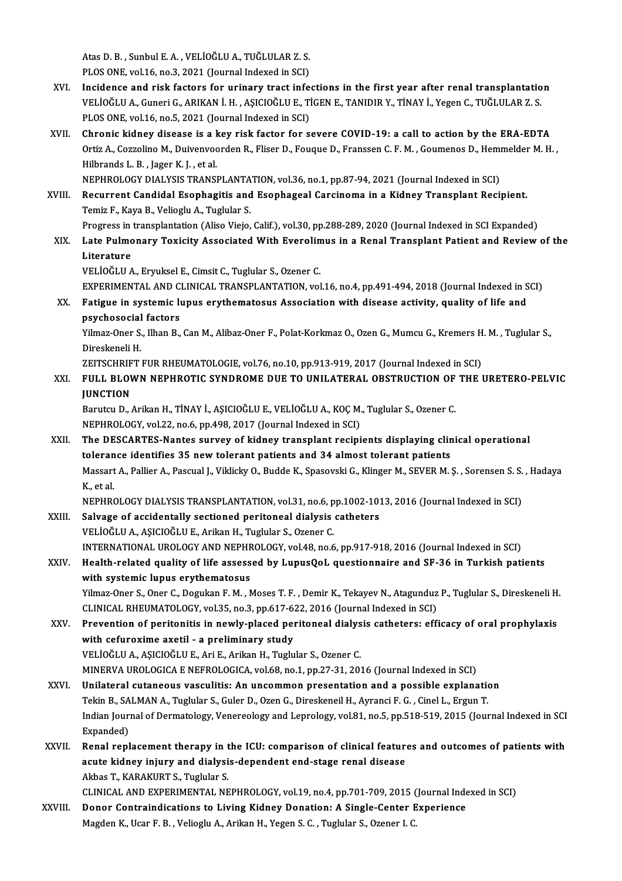Atas D. B. , Sunbul E. A. , VELİOĞLU A., TUĞLULAR Z. S.
PLOS ONE, vol.16, no.3, 2021 (Journal Indexed in SCI)

XVI. **Incidence and risk factors for urinary tract infections in the first year after renal transplantation**
VELİOĞLU A., Guneri G., ARIKAN İ. H. , AŞICIOĞLU E., TİGEN E., TANIDIR Y., TİNAY İ., Yegen C., TUĞLULAR Z. S.
PLOS ONE, vol.16, no.5, 2021 (Journal Indexed in SCI)

XVII. **Chronic kidney disease is a key risk factor for severe COVID-19: a call to action by the ERA-EDTA**
Ortiz A., Cozzolino M., Duivenvoorden R., Fliser D., Fouque D., Franssen C. F. M. , Goumenos D., Hemmelder M. H. , Hilbrands L. B. , Jager K. J. , et al.
NEPHROLOGY DIALYSIS TRANSPLANTATION, vol.36, no.1, pp.87-94, 2021 (Journal Indexed in SCI)

XVIII. **Recurrent Candidal Esophagitis and Esophageal Carcinoma in a Kidney Transplant Recipient.**
Temiz F., Kaya B., Velioglu A., Tuglular S.
Progress in transplantation (Aliso Viejo, Calif.), vol.30, pp.288-289, 2020 (Journal Indexed in SCI Expanded)

XIX. **Late Pulmonary Toxicity Associated With Everolimus in a Renal Transplant Patient and Review of the Literature**
VELİOĞLU A., Eryuksel E., Cimsit C., Tuglular S., Ozener C.
EXPERIMENTAL AND CLINICAL TRANSPLANTATION, vol.16, no.4, pp.491-494, 2018 (Journal Indexed in SCI)

XX. **Fatigue in systemic lupus erythematosus Association with disease activity, quality of life and psychosocial factors**
Yilmaz-Oner S., Ilhan B., Can M., Alibaz-Oner F., Polat-Korkmaz O., Ozen G., Mumcu G., Kremers H. M. , Tuglular S., Direskeneli H.
ZEITSCHRIFT FUR RHEUMATOLOGIE, vol.76, no.10, pp.913-919, 2017 (Journal Indexed in SCI)

XXI. **FULL BLOWN NEPHROTIC SYNDROME DUE TO UNILATERAL OBSTRUCTION OF THE URETERO-PELVIC JUNCTION**
Barutcu D., Arikan H., TİNAY İ., AŞICIOĞLU E., VELİOĞLU A., KOÇ M., Tuglular S., Ozener C.
NEPHROLOGY, vol.22, no.6, pp.498, 2017 (Journal Indexed in SCI)

XXII. **The DESCARTES-Nantes survey of kidney transplant recipients displaying clinical operational tolerance identifies 35 new tolerant patients and 34 almost tolerant patients**
Massart A., Pallier A., Pascual J., Viklicky O., Budde K., Spasovski G., Klinger M., SEVER M. Ş. , Sorensen S. S. , Hadaya K., et al.
NEPHROLOGY DIALYSIS TRANSPLANTATION, vol.31, no.6, pp.1002-1013, 2016 (Journal Indexed in SCI)

XXIII. **Salvage of accidentally sectioned peritoneal dialysis catheters**
VELİOĞLU A., AŞICIOĞLU E., Arikan H., Tuglular S., Ozener C.
INTERNATIONAL UROLOGY AND NEPHROLOGY, vol.48, no.6, pp.917-918, 2016 (Journal Indexed in SCI)

XXIV. **Health-related quality of life assessed by LupusQoL questionnaire and SF-36 in Turkish patients with systemic lupus erythematosus**
Yilmaz-Oner S., Oner C., Dogukan F. M. , Moses T. F. , Demir K., Tekayev N., Atagunduz P., Tuglular S., Direskeneli H.
CLINICAL RHEUMATOLOGY, vol.35, no.3, pp.617-622, 2016 (Journal Indexed in SCI)

XXV. **Prevention of peritonitis in newly-placed peritoneal dialysis catheters: efficacy of oral prophylaxis with cefuroxime axetil - a preliminary study**
VELİOĞLU A., AŞICIOĞLU E., Ari E., Arikan H., Tuglular S., Ozener C.
MINERVA UROLOGICA E NEFROLOGICA, vol.68, no.1, pp.27-31, 2016 (Journal Indexed in SCI)

XXVI. **Unilateral cutaneous vasculitis: An uncommon presentation and a possible explanation**
Tekin B., SALMAN A., Tuglular S., Guler D., Ozen G., Direskeneil H., Ayranci F. G. , Cinel L., Ergun T.
Indian Journal of Dermatology, Venereology and Leprology, vol.81, no.5, pp.518-519, 2015 (Journal Indexed in SCI Expanded)

XXVII. **Renal replacement therapy in the ICU: comparison of clinical features and outcomes of patients with acute kidney injury and dialysis-dependent end-stage renal disease**
Akbas T., KARAKURT S., Tuglular S.
CLINICAL AND EXPERIMENTAL NEPHROLOGY, vol.19, no.4, pp.701-709, 2015 (Journal Indexed in SCI)

XXVIII. **Donor Contraindications to Living Kidney Donation: A Single-Center Experience**
Magden K., Ucar F. B. , Velioglu A., Arikan H., Yegen S. C. , Tuglular S., Ozener I. C.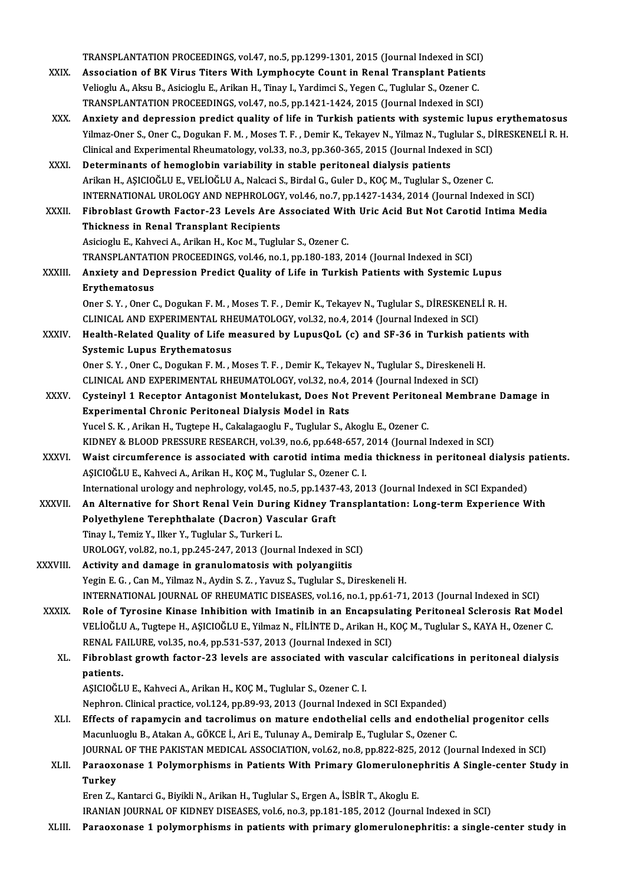TRANSPLANTATION PROCEEDINGS, vol.47, no.5, pp.1299-1301, 2015 (Journal Indexed in SCI)

XXIX. **Association of BK Virus Titers With Lymphocyte Count in Renal Transplant Patients**
Velioglu A., Aksu B., Asicioglu E., Arikan H., Tinay I., Yardimci S., Yegen C., Tuglular S., Ozener C.
TRANSPLANTATION PROCEEDINGS, vol.47, no.5, pp.1421-1424, 2015 (Journal Indexed in SCI)

XXX. **Anxiety and depression predict quality of life in Turkish patients with systemic lupus erythematosus**
Yilmaz-Oner S., Oner C., Dogukan F. M. , Moses T. F. , Demir K., Tekayev N., Yilmaz N., Tuglular S., DİRESKENELİ R. H.
Clinical and Experimental Rheumatology, vol.33, no.3, pp.360-365, 2015 (Journal Indexed in SCI)

XXXI. **Determinants of hemoglobin variability in stable peritoneal dialysis patients**
Arikan H., AŞICIOĞLU E., VELİOĞLU A., Nalcaci S., Birdal G., Guler D., KOÇ M., Tuglular S., Ozener C.
INTERNATIONAL UROLOGY AND NEPHROLOGY, vol.46, no.7, pp.1427-1434, 2014 (Journal Indexed in SCI)

XXXII. **Fibroblast Growth Factor-23 Levels Are Associated With Uric Acid But Not Carotid Intima Media Thickness in Renal Transplant Recipients**
Asicioglu E., Kahveci A., Arikan H., Koc M., Tuglular S., Ozener C.
TRANSPLANTATION PROCEEDINGS, vol.46, no.1, pp.180-183, 2014 (Journal Indexed in SCI)

XXXIII. **Anxiety and Depression Predict Quality of Life in Turkish Patients with Systemic Lupus Erythematosus**
Oner S. Y. , Oner C., Dogukan F. M. , Moses T. F. , Demir K., Tekayev N., Tuglular S., DİRESKENELİ R. H.
CLINICAL AND EXPERIMENTAL RHEUMATOLOGY, vol.32, no.4, 2014 (Journal Indexed in SCI)

XXXIV. **Health-Related Quality of Life measured by LupusQoL (c) and SF-36 in Turkish patients with Systemic Lupus Erythematosus**
Oner S. Y. , Oner C., Dogukan F. M. , Moses T. F. , Demir K., Tekayev N., Tuglular S., Direskeneli H.
CLINICAL AND EXPERIMENTAL RHEUMATOLOGY, vol.32, no.4, 2014 (Journal Indexed in SCI)

XXXV. **Cysteinyl 1 Receptor Antagonist Montelukast, Does Not Prevent Peritoneal Membrane Damage in Experimental Chronic Peritoneal Dialysis Model in Rats**
Yucel S. K. , Arikan H., Tugtepe H., Cakalagaoglu F., Tuglular S., Akoglu E., Ozener C.
KIDNEY & BLOOD PRESSURE RESEARCH, vol.39, no.6, pp.648-657, 2014 (Journal Indexed in SCI)

XXXVI. **Waist circumference is associated with carotid intima media thickness in peritoneal dialysis patients.**
AŞICIOĞLU E., Kahveci A., Arikan H., KOÇ M., Tuglular S., Ozener C. I.
International urology and nephrology, vol.45, no.5, pp.1437-43, 2013 (Journal Indexed in SCI Expanded)

XXXVII. **An Alternative for Short Renal Vein During Kidney Transplantation: Long-term Experience With Polyethylene Terephthalate (Dacron) Vascular Graft**
Tinay I., Temiz Y., Ilker Y., Tuglular S., Turkeri L.
UROLOGY, vol.82, no.1, pp.245-247, 2013 (Journal Indexed in SCI)

XXXVIII. **Activity and damage in granulomatosis with polyangiitis**
Yegin E. G. , Can M., Yilmaz N., Aydin S. Z. , Yavuz S., Tuglular S., Direskeneli H.
INTERNATIONAL JOURNAL OF RHEUMATIC DISEASES, vol.16, no.1, pp.61-71, 2013 (Journal Indexed in SCI)

XXXIX. **Role of Tyrosine Kinase Inhibition with Imatinib in an Encapsulating Peritoneal Sclerosis Rat Model**
VELİOĞLU A., Tugtepe H., AŞICIOĞLU E., Yilmaz N., FİLİNTE D., Arikan H., KOÇ M., Tuglular S., KAYA H., Ozener C.
RENAL FAILURE, vol.35, no.4, pp.531-537, 2013 (Journal Indexed in SCI)

XL. **Fibroblast growth factor-23 levels are associated with vascular calcifications in peritoneal dialysis patients.**
AŞICIOĞLU E., Kahveci A., Arikan H., KOÇ M., Tuglular S., Ozener C. I.
Nephron. Clinical practice, vol.124, pp.89-93, 2013 (Journal Indexed in SCI Expanded)

XLI. **Effects of rapamycin and tacrolimus on mature endothelial cells and endothelial progenitor cells**
Macunluoglu B., Atakan A., GÖKCE İ., Ari E., Tulunay A., Demiralp E., Tuglular S., Ozener C.
JOURNAL OF THE PAKISTAN MEDICAL ASSOCIATION, vol.62, no.8, pp.822-825, 2012 (Journal Indexed in SCI)

XLII. **Paraoxonase 1 Polymorphisms in Patients With Primary Glomerulonephritis A Single-center Study in Turkey**
Eren Z., Kantarci G., Biyikli N., Arikan H., Tuglular S., Ergen A., İSBİR T., Akoglu E.
IRANIAN JOURNAL OF KIDNEY DISEASES, vol.6, no.3, pp.181-185, 2012 (Journal Indexed in SCI)

XLIII. **Paraoxonase 1 polymorphisms in patients with primary glomerulonephritis: a single-center study in**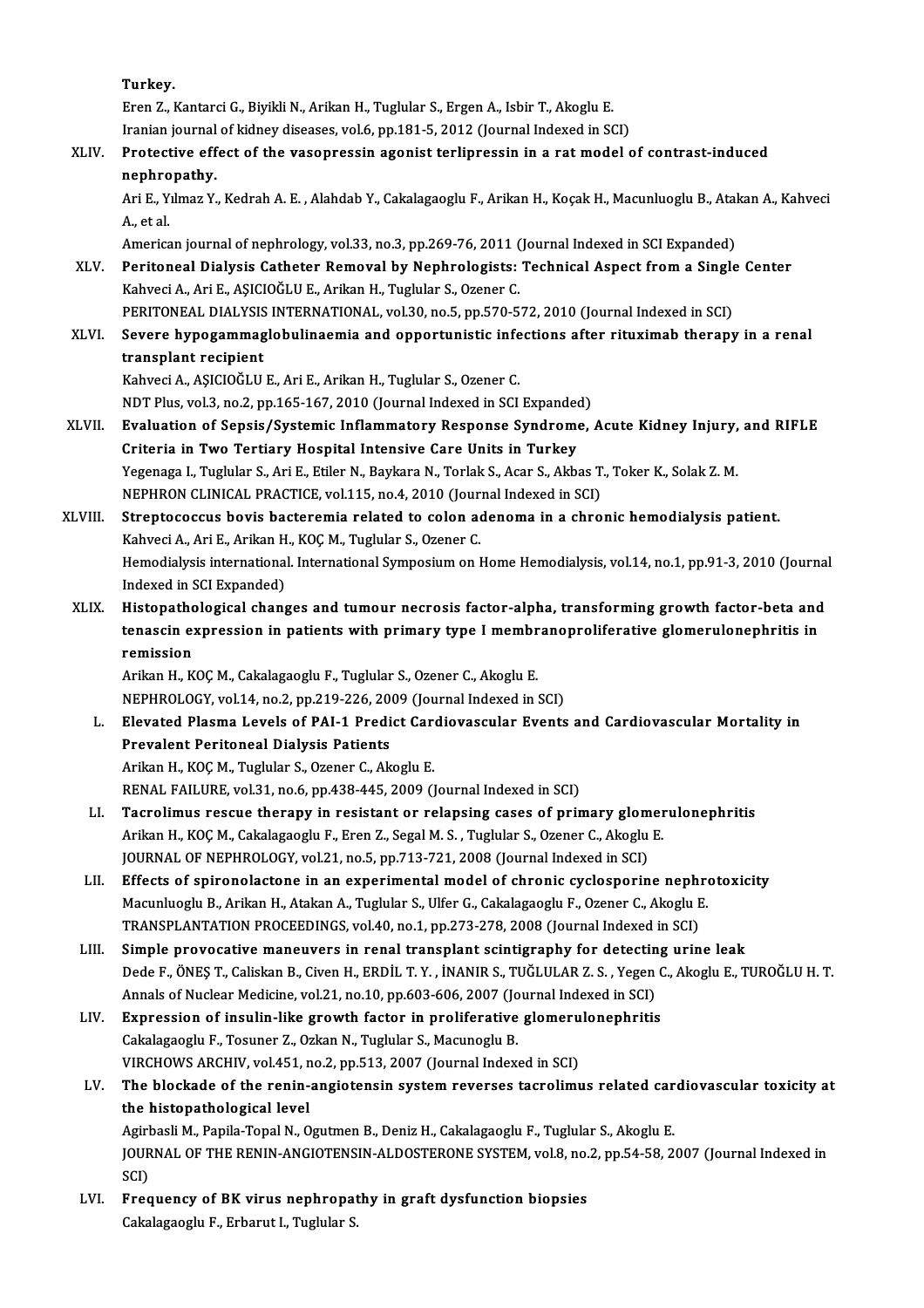Turkey.

Eren Z., Kantarci G., Biyikli N., Arikan H., Tuglular S., Ergen A., Isbir T., Akoglu E.

Iranian journal of kidney diseases, vol.6, pp.181-5, 2012 (Journal Indexed in SCI)

XLIV. **Protective effect of the vasopressin agonist terlipressin in a rat model of contrast-induced nephropathy.**

Ari E., Yılmaz Y., Kedrah A. E. , Alahdab Y., Cakalagaoglu F., Arikan H., Koçak H., Macunluoglu B., Atakan A., Kahveci A., et al.

American journal of nephrology, vol.33, no.3, pp.269-76, 2011 (Journal Indexed in SCI Expanded)

XLV. **Peritoneal Dialysis Catheter Removal by Nephrologists: Technical Aspect from a Single Center**

Kahveci A., Ari E., AŞICIOĞLU E., Arikan H., Tuglular S., Ozener C.

PERITONEAL DIALYSIS INTERNATIONAL, vol.30, no.5, pp.570-572, 2010 (Journal Indexed in SCI)

XLVI. **Severe hypogammaglobulinaemia and opportunistic infections after rituximab therapy in a renal transplant recipient**

Kahveci A., AŞICIOĞLU E., Ari E., Arikan H., Tuglular S., Ozener C.

NDT Plus, vol.3, no.2, pp.165-167, 2010 (Journal Indexed in SCI Expanded)

XLVII. **Evaluation of Sepsis/Systemic Inflammatory Response Syndrome, Acute Kidney Injury, and RIFLE Criteria in Two Tertiary Hospital Intensive Care Units in Turkey**

Yegenaga I., Tuglular S., Ari E., Etiler N., Baykara N., Torlak S., Acar S., Akbas T., Toker K., Solak Z. M.

NEPHRON CLINICAL PRACTICE, vol.115, no.4, 2010 (Journal Indexed in SCI)

XLVIII. **Streptococcus bovis bacteremia related to colon adenoma in a chronic hemodialysis patient.**

Kahveci A., Ari E., Arikan H., KOÇ M., Tuglular S., Ozener C.

Hemodialysis international. International Symposium on Home Hemodialysis, vol.14, no.1, pp.91-3, 2010 (Journal Indexed in SCI Expanded)

XLIX. **Histopathological changes and tumour necrosis factor-alpha, transforming growth factor-beta and tenascin expression in patients with primary type I membranoproliferative glomerulonephritis in remission**

Arikan H., KOÇ M., Cakalagaoglu F., Tuglular S., Ozener C., Akoglu E.

NEPHROLOGY, vol.14, no.2, pp.219-226, 2009 (Journal Indexed in SCI)

L. **Elevated Plasma Levels of PAI-1 Predict Cardiovascular Events and Cardiovascular Mortality in Prevalent Peritoneal Dialysis Patients**

Arikan H., KOÇ M., Tuglular S., Ozener C., Akoglu E.

RENAL FAILURE, vol.31, no.6, pp.438-445, 2009 (Journal Indexed in SCI)

LI. **Tacrolimus rescue therapy in resistant or relapsing cases of primary glomerulonephritis**

Arikan H., KOÇ M., Cakalagaoglu F., Eren Z., Segal M. S. , Tuglular S., Ozener C., Akoglu E.

JOURNAL OF NEPHROLOGY, vol.21, no.5, pp.713-721, 2008 (Journal Indexed in SCI)

LII. **Effects of spironolactone in an experimental model of chronic cyclosporine nephrotoxicity**

Macunluoglu B., Arikan H., Atakan A., Tuglular S., Ulfer G., Cakalagaoglu F., Ozener C., Akoglu E.

TRANSPLANTATION PROCEEDINGS, vol.40, no.1, pp.273-278, 2008 (Journal Indexed in SCI)

LIII. **Simple provocative maneuvers in renal transplant scintigraphy for detecting urine leak**

Dede F., ÖNEŞ T., Caliskan B., Civen H., ERDİL T. Y. , İNANIR S., TUĞLULAR Z. S. , Yegen C., Akoglu E., TUROĞLU H. T.

Annals of Nuclear Medicine, vol.21, no.10, pp.603-606, 2007 (Journal Indexed in SCI)

LIV. **Expression of insulin-like growth factor in proliferative glomerulonephritis**

Cakalagaoglu F., Tosuner Z., Ozkan N., Tuglular S., Macunoglu B.

VIRCHOWS ARCHIV, vol.451, no.2, pp.513, 2007 (Journal Indexed in SCI)

LV. **The blockade of the renin-angiotensin system reverses tacrolimus related cardiovascular toxicity at the histopathological level**

Agirbasli M., Papila-Topal N., Ogutmen B., Deniz H., Cakalagaoglu F., Tuglular S., Akoglu E.

JOURNAL OF THE RENIN-ANGIOTENSIN-ALDOSTERONE SYSTEM, vol.8, no.2, pp.54-58, 2007 (Journal Indexed in SCI)

LVI. **Frequency of BK virus nephropathy in graft dysfunction biopsies**

Cakalagaoglu F., Erbarut I., Tuglular S.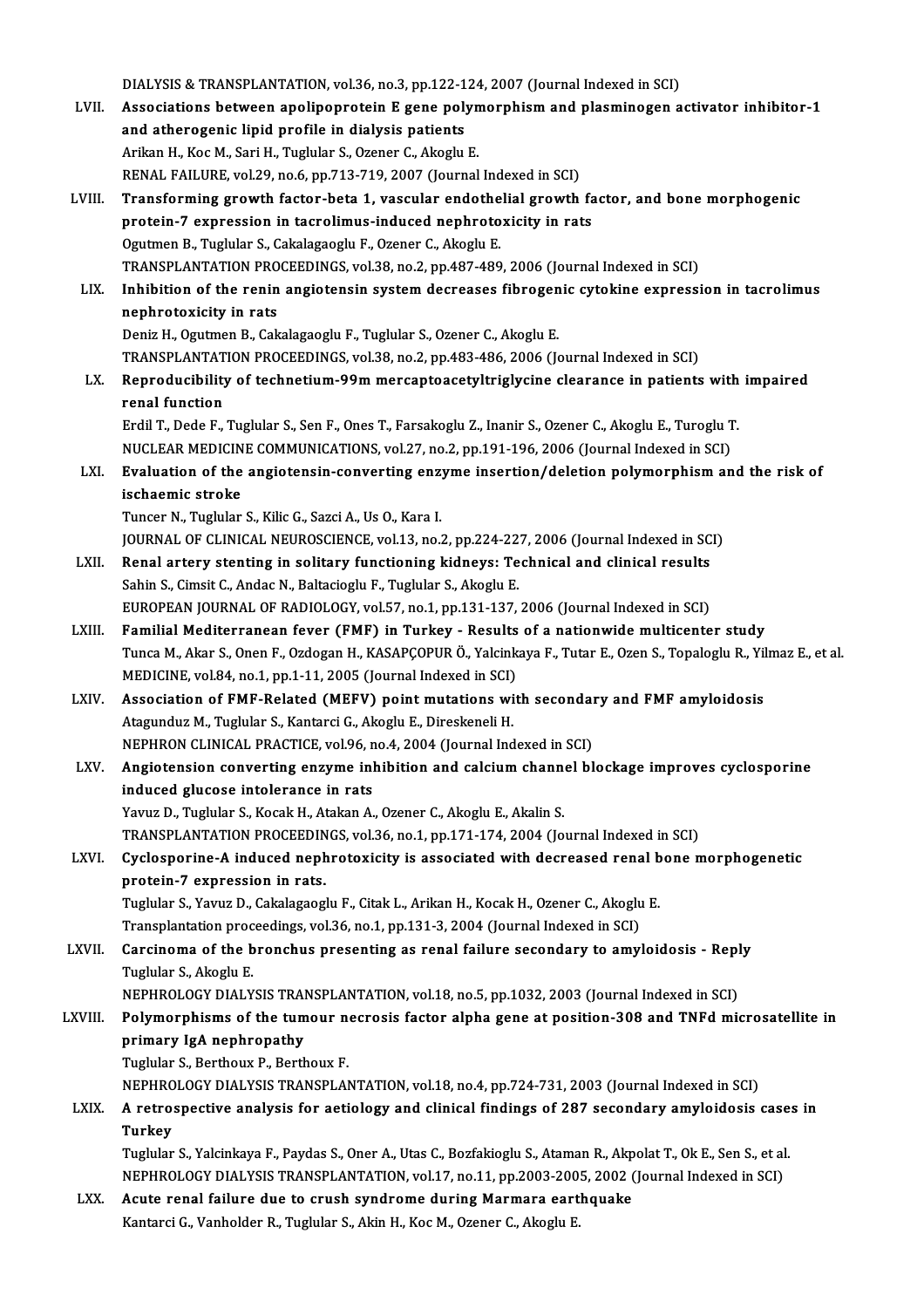DIALYSIS & TRANSPLANTATION, vol.36, no.3, pp.122-124, 2007 (Journal Indexed in SCI)

LVII. **Associations between apolipoprotein E gene polymorphism and plasminogen activator inhibitor-1 and atherogenic lipid profile in dialysis patients**
Arikan H., Koc M., Sari H., Tuglular S., Ozener C., Akoglu E.
RENAL FAILURE, vol.29, no.6, pp.713-719, 2007 (Journal Indexed in SCI)

LVIII. **Transforming growth factor-beta 1, vascular endothelial growth factor, and bone morphogenic protein-7 expression in tacrolimus-induced nephrotoxicity in rats**
Ogutmen B., Tuglular S., Cakalagaoglu F., Ozener C., Akoglu E.
TRANSPLANTATION PROCEEDINGS, vol.38, no.2, pp.487-489, 2006 (Journal Indexed in SCI)

LIX. **Inhibition of the renin angiotensin system decreases fibrogenic cytokine expression in tacrolimus nephrotoxicity in rats**
Deniz H., Ogutmen B., Cakalagaoglu F., Tuglular S., Ozener C., Akoglu E.
TRANSPLANTATION PROCEEDINGS, vol.38, no.2, pp.483-486, 2006 (Journal Indexed in SCI)

LX. **Reproducibility of technetium-99m mercaptoacetyltriglycine clearance in patients with impaired renal function**
Erdil T., Dede F., Tuglular S., Sen F., Ones T., Farsakoglu Z., Inanir S., Ozener C., Akoglu E., Turoglu T.
NUCLEAR MEDICINE COMMUNICATIONS, vol.27, no.2, pp.191-196, 2006 (Journal Indexed in SCI)

LXI. **Evaluation of the angiotensin-converting enzyme insertion/deletion polymorphism and the risk of ischaemic stroke**
Tuncer N., Tuglular S., Kilic G., Sazci A., Us O., Kara I.
JOURNAL OF CLINICAL NEUROSCIENCE, vol.13, no.2, pp.224-227, 2006 (Journal Indexed in SCI)

LXII. **Renal artery stenting in solitary functioning kidneys: Technical and clinical results**
Sahin S., Cimsit C., Andac N., Baltacioglu F., Tuglular S., Akoglu E.
EUROPEAN JOURNAL OF RADIOLOGY, vol.57, no.1, pp.131-137, 2006 (Journal Indexed in SCI)

LXIII. **Familial Mediterranean fever (FMF) in Turkey - Results of a nationwide multicenter study**
Tunca M., Akar S., Onen F., Ozdogan H., KASAPÇOPUR Ö., Yalcinkaya F., Tutar E., Ozen S., Topaloglu R., Yilmaz E., et al.
MEDICINE, vol.84, no.1, pp.1-11, 2005 (Journal Indexed in SCI)

LXIV. **Association of FMF-Related (MEFV) point mutations with secondary and FMF amyloidosis**
Atagunduz M., Tuglular S., Kantarci G., Akoglu E., Direskeneli H.
NEPHRON CLINICAL PRACTICE, vol.96, no.4, 2004 (Journal Indexed in SCI)

LXV. **Angiotension converting enzyme inhibition and calcium channel blockage improves cyclosporine induced glucose intolerance in rats**
Yavuz D., Tuglular S., Kocak H., Atakan A., Ozener C., Akoglu E., Akalin S.
TRANSPLANTATION PROCEEDINGS, vol.36, no.1, pp.171-174, 2004 (Journal Indexed in SCI)

LXVI. **Cyclosporine-A induced nephrotoxicity is associated with decreased renal bone morphogenetic protein-7 expression in rats.**
Tuglular S., Yavuz D., Cakalagaoglu F., Citak L., Arikan H., Kocak H., Ozener C., Akoglu E.
Transplantation proceedings, vol.36, no.1, pp.131-3, 2004 (Journal Indexed in SCI)

LXVII. **Carcinoma of the bronchus presenting as renal failure secondary to amyloidosis - Reply**
Tuglular S., Akoglu E.
NEPHROLOGY DIALYSIS TRANSPLANTATION, vol.18, no.5, pp.1032, 2003 (Journal Indexed in SCI)

LXVIII. **Polymorphisms of the tumour necrosis factor alpha gene at position-308 and TNFd microsatellite in primary IgA nephropathy**
Tuglular S., Berthoux P., Berthoux F.
NEPHROLOGY DIALYSIS TRANSPLANTATION, vol.18, no.4, pp.724-731, 2003 (Journal Indexed in SCI)

LXIX. **A retrospective analysis for aetiology and clinical findings of 287 secondary amyloidosis cases in Turkey**
Tuglular S., Yalcinkaya F., Paydas S., Oner A., Utas C., Bozfakioglu S., Ataman R., Akpolat T., Ok E., Sen S., et al.
NEPHROLOGY DIALYSIS TRANSPLANTATION, vol.17, no.11, pp.2003-2005, 2002 (Journal Indexed in SCI)

LXX. **Acute renal failure due to crush syndrome during Marmara earthquake**
Kantarci G., Vanholder R., Tuglular S., Akin H., Koc M., Ozener C., Akoglu E.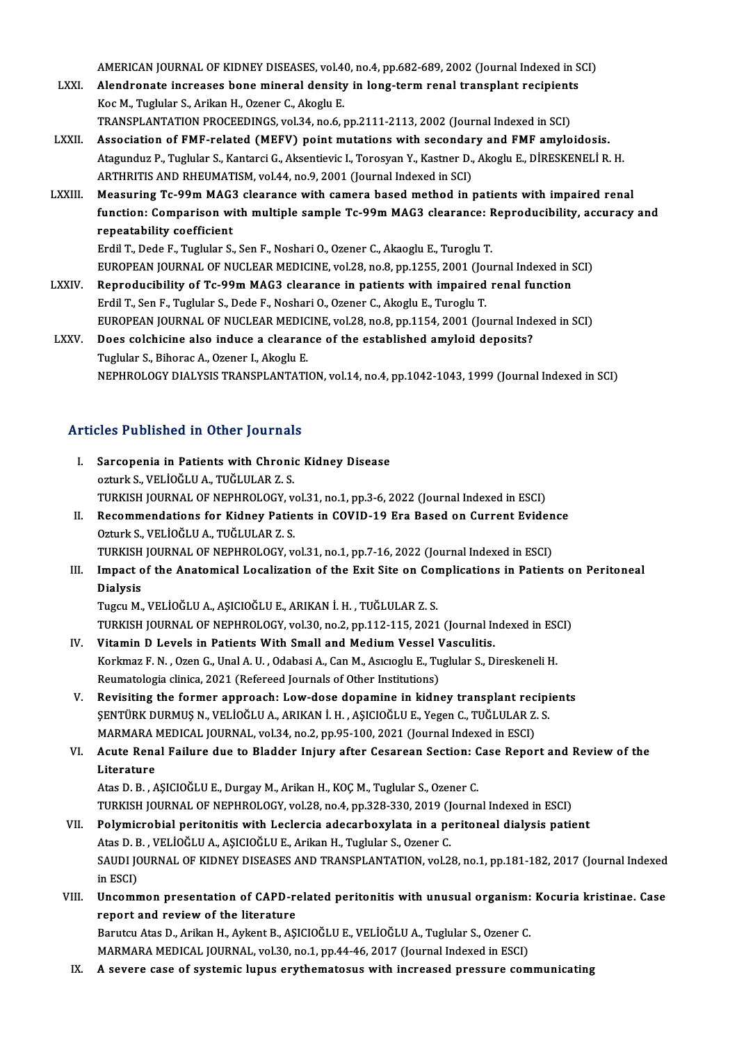AMERICAN JOURNAL OF KIDNEY DISEASES, vol.40, no.4, pp.682-689, 2002 (Journal Indexed in SCI)

LXXI. **Alendronate increases bone mineral density in long-term renal transplant recipients**
Koc M., Tuglular S., Arikan H., Ozener C., Akoglu E.
TRANSPLANTATION PROCEEDINGS, vol.34, no.6, pp.2111-2113, 2002 (Journal Indexed in SCI)

LXXII. **Association of FMF-related (MEFV) point mutations with secondary and FMF amyloidosis.**
Atagunduz P., Tuglular S., Kantarci G., Aksentievic I., Torosyan Y., Kastner D., Akoglu E., DİRESKENELİ R. H.
ARTHRITIS AND RHEUMATISM, vol.44, no.9, 2001 (Journal Indexed in SCI)

LXXIII. **Measuring Tc-99m MAG3 clearance with camera based method in patients with impaired renal function: Comparison with multiple sample Tc-99m MAG3 clearance: Reproducibility, accuracy and repeatability coefficient**
Erdil T., Dede F., Tuglular S., Sen F., Noshari O., Ozener C., Akaoglu E., Turoglu T.
EUROPEAN JOURNAL OF NUCLEAR MEDICINE, vol.28, no.8, pp.1255, 2001 (Journal Indexed in SCI)

LXXIV. **Reproducibility of Tc-99m MAG3 clearance in patients with impaired renal function**
Erdil T., Sen F., Tuglular S., Dede F., Noshari O., Ozener C., Akoglu E., Turoglu T.
EUROPEAN JOURNAL OF NUCLEAR MEDICINE, vol.28, no.8, pp.1154, 2001 (Journal Indexed in SCI)

LXXV. **Does colchicine also induce a clearance of the established amyloid deposits?**
Tuglular S., Bihorac A., Ozener I., Akoglu E.
NEPHROLOGY DIALYSIS TRANSPLANTATION, vol.14, no.4, pp.1042-1043, 1999 (Journal Indexed in SCI)

## Articles Published in Other Journals

I. **Sarcopenia in Patients with Chronic Kidney Disease**
ozturk S., VELİOĞLU A., TUĞLULAR Z. S.
TURKISH JOURNAL OF NEPHROLOGY, vol.31, no.1, pp.3-6, 2022 (Journal Indexed in ESCI)

II. **Recommendations for Kidney Patients in COVID-19 Era Based on Current Evidence**
Ozturk S., VELİOĞLU A., TUĞLULAR Z. S.
TURKISH JOURNAL OF NEPHROLOGY, vol.31, no.1, pp.7-16, 2022 (Journal Indexed in ESCI)

III. **Impact of the Anatomical Localization of the Exit Site on Complications in Patients on Peritoneal Dialysis**
Tugcu M., VELİOĞLU A., AŞICIOĞLU E., ARIKAN İ. H. , TUĞLULAR Z. S.
TURKISH JOURNAL OF NEPHROLOGY, vol.30, no.2, pp.112-115, 2021 (Journal Indexed in ESCI)

IV. **Vitamin D Levels in Patients With Small and Medium Vessel Vasculitis.**
Korkmaz F. N. , Ozen G., Unal A. U. , Odabasi A., Can M., Asıcıoglu E., Tuglular S., Direskeneli H.
Reumatologia clinica, 2021 (Refereed Journals of Other Institutions)

V. **Revisiting the former approach: Low-dose dopamine in kidney transplant recipients**
ŞENTÜRK DURMUŞ N., VELİOĞLU A., ARIKAN İ. H. , AŞICIOĞLU E., Yegen C., TUĞLULAR Z. S.
MARMARA MEDICAL JOURNAL, vol.34, no.2, pp.95-100, 2021 (Journal Indexed in ESCI)

VI. **Acute Renal Failure due to Bladder Injury after Cesarean Section: Case Report and Review of the Literature**
Atas D. B. , AŞICIOĞLU E., Durgay M., Arikan H., KOÇ M., Tuglular S., Ozener C.
TURKISH JOURNAL OF NEPHROLOGY, vol.28, no.4, pp.328-330, 2019 (Journal Indexed in ESCI)

VII. **Polymicrobial peritonitis with Leclercia adecarboxylata in a peritoneal dialysis patient**
Atas D. B. , VELİOĞLU A., AŞICIOĞLU E., Arikan H., Tuglular S., Ozener C.
SAUDI JOURNAL OF KIDNEY DISEASES AND TRANSPLANTATION, vol.28, no.1, pp.181-182, 2017 (Journal Indexed in ESCI)

VIII. **Uncommon presentation of CAPD-related peritonitis with unusual organism: Kocuria kristinae. Case report and review of the literature**
Barutcu Atas D., Arikan H., Aykent B., AŞICIOĞLU E., VELİOĞLU A., Tuglular S., Ozener C.
MARMARA MEDICAL JOURNAL, vol.30, no.1, pp.44-46, 2017 (Journal Indexed in ESCI)

IX. **A severe case of systemic lupus erythematosus with increased pressure communicating**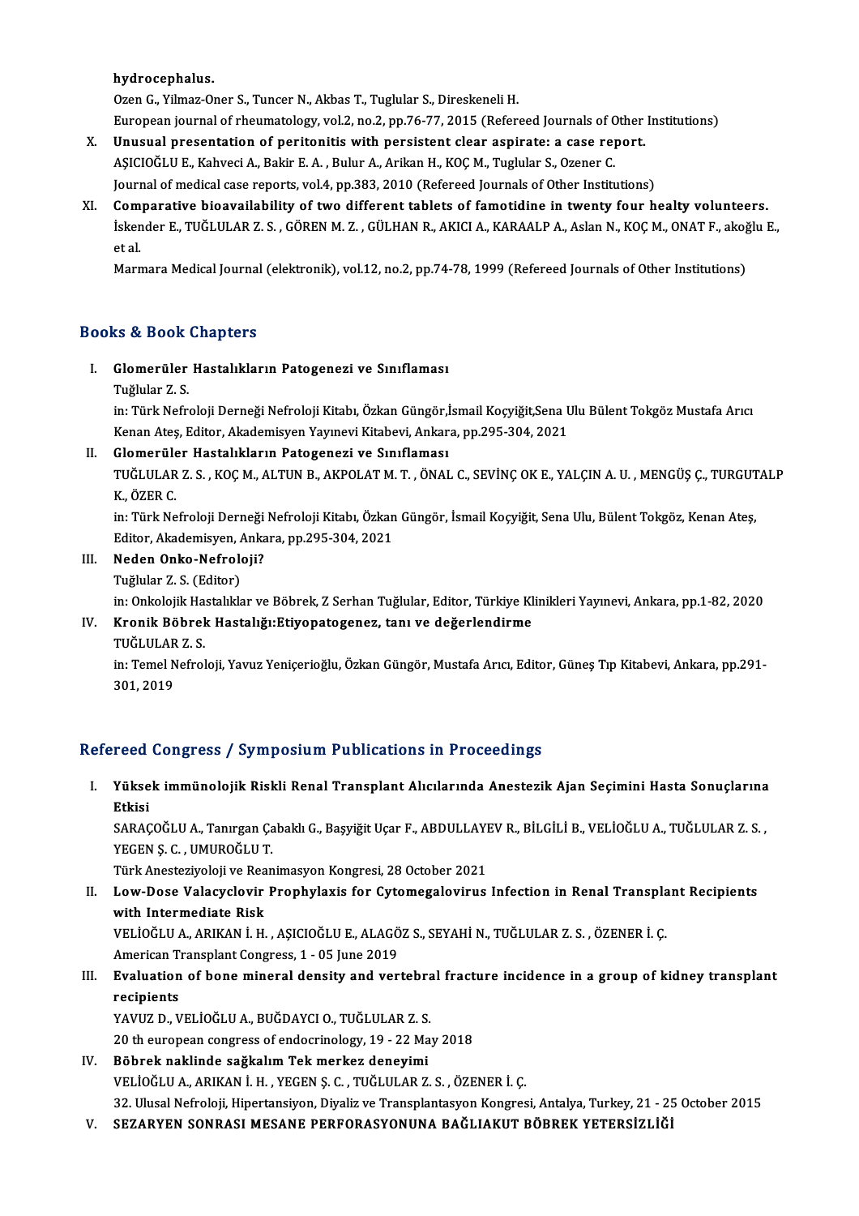**hydrocephalus.**
Ozen G., Yilmaz-Oner S., Tuncer N., Akbas T., Tuglular S., Direskeneli H.
European journal of rheumatology, vol.2, no.2, pp.76-77, 2015 (Refereed Journals of Other Institutions)

X. **Unusual presentation of peritonitis with persistent clear aspirate: a case report.**
AŞICIOĞLU E., Kahveci A., Bakir E. A. , Bulur A., Arikan H., KOÇ M., Tuglular S., Ozener C.
Journal of medical case reports, vol.4, pp.383, 2010 (Refereed Journals of Other Institutions)

XI. **Comparative bioavailability of two different tablets of famotidine in twenty four healty volunteers.**
İskender E., TUĞLULAR Z. S. , GÖREN M. Z. , GÜLHAN R., AKICI A., KARAALP A., Aslan N., KOÇ M., ONAT F., akoğlu E., et al.
Marmara Medical Journal (elektronik), vol.12, no.2, pp.74-78, 1999 (Refereed Journals of Other Institutions)

## Books & Book Chapters

I. **Glomerüler Hastalıkların Patogenezi ve Sınıflaması**
Tuğlular Z. S.
in: Türk Nefroloji Derneği Nefroloji Kitabı, Özkan Güngör,İsmail Koçyiğit,Sena Ulu Bülent Tokgöz Mustafa Arıcı Kenan Ateş, Editor, Akademisyen Yayınevi Kitabevi, Ankara, pp.295-304, 2021

II. **Glomerüler Hastalıkların Patogenezi ve Sınıflaması**
TUĞLULAR Z. S. , KOÇ M., ALTUN B., AKPOLAT M. T. , ÖNAL C., SEVİNÇ OK E., YALÇIN A. U. , MENGÜŞ Ç., TURGUTALP K., ÖZER C.
in: Türk Nefroloji Derneği Nefroloji Kitabı, Özkan Güngör, İsmail Koçyiğit, Sena Ulu, Bülent Tokgöz, Kenan Ateş, Editor, Akademisyen, Ankara, pp.295-304, 2021

III. **Neden Onko-Nefroloji?**
Tuğlular Z. S. (Editor)
in: Onkolojik Hastalıklar ve Böbrek, Z Serhan Tuğlular, Editor, Türkiye Klinikleri Yayınevi, Ankara, pp.1-82, 2020

IV. **Kronik Böbrek Hastalığı:Etiyopatogenez, tanı ve değerlendirme**
TUĞLULAR Z. S.
in: Temel Nefroloji, Yavuz Yeniçerioğlu, Özkan Güngör, Mustafa Arıcı, Editor, Güneş Tıp Kitabevi, Ankara, pp.291-301, 2019

## Refereed Congress / Symposium Publications in Proceedings

I. **Yüksek immünolojik Riskli Renal Transplant Alıcılarında Anestezik Ajan Seçimini Hasta Sonuçlarına Etkisi**
SARAÇOĞLU A., Tanırgan Çabaklı G., Başyiğit Uçar F., ABDULLAYEV R., BİLGİLİ B., VELİOĞLU A., TUĞLULAR Z. S. , YEGEN Ş. C. , UMUROĞLU T.
Türk Anesteziyoloji ve Reanimasyon Kongresi, 28 October 2021

II. **Low-Dose Valacyclovir Prophylaxis for Cytomegalovirus Infection in Renal Transplant Recipients with Intermediate Risk**
VELİOĞLU A., ARIKAN İ. H. , AŞICIOĞLU E., ALAGÖZ S., SEYAHİ N., TUĞLULAR Z. S. , ÖZENER İ. Ç.
American Transplant Congress, 1 - 05 June 2019

III. **Evaluation of bone mineral density and vertebral fracture incidence in a group of kidney transplant recipients**
YAVUZ D., VELİOĞLU A., BUĞDAYCI O., TUĞLULAR Z. S.
20 th european congress of endocrinology, 19 - 22 May 2018

IV. **Böbrek naklinde sağkalım Tek merkez deneyimi**
VELİOĞLU A., ARIKAN İ. H. , YEGEN Ş. C. , TUĞLULAR Z. S. , ÖZENER İ. Ç.
32. Ulusal Nefroloji, Hipertansiyon, Diyaliz ve Transplantasyon Kongresi, Antalya, Turkey, 21 - 25 October 2015

V. **SEZARYEN SONRASI MESANE PERFORASYONUNA BAĞLIAKUT BÖBREK YETERSİZLİĞİ**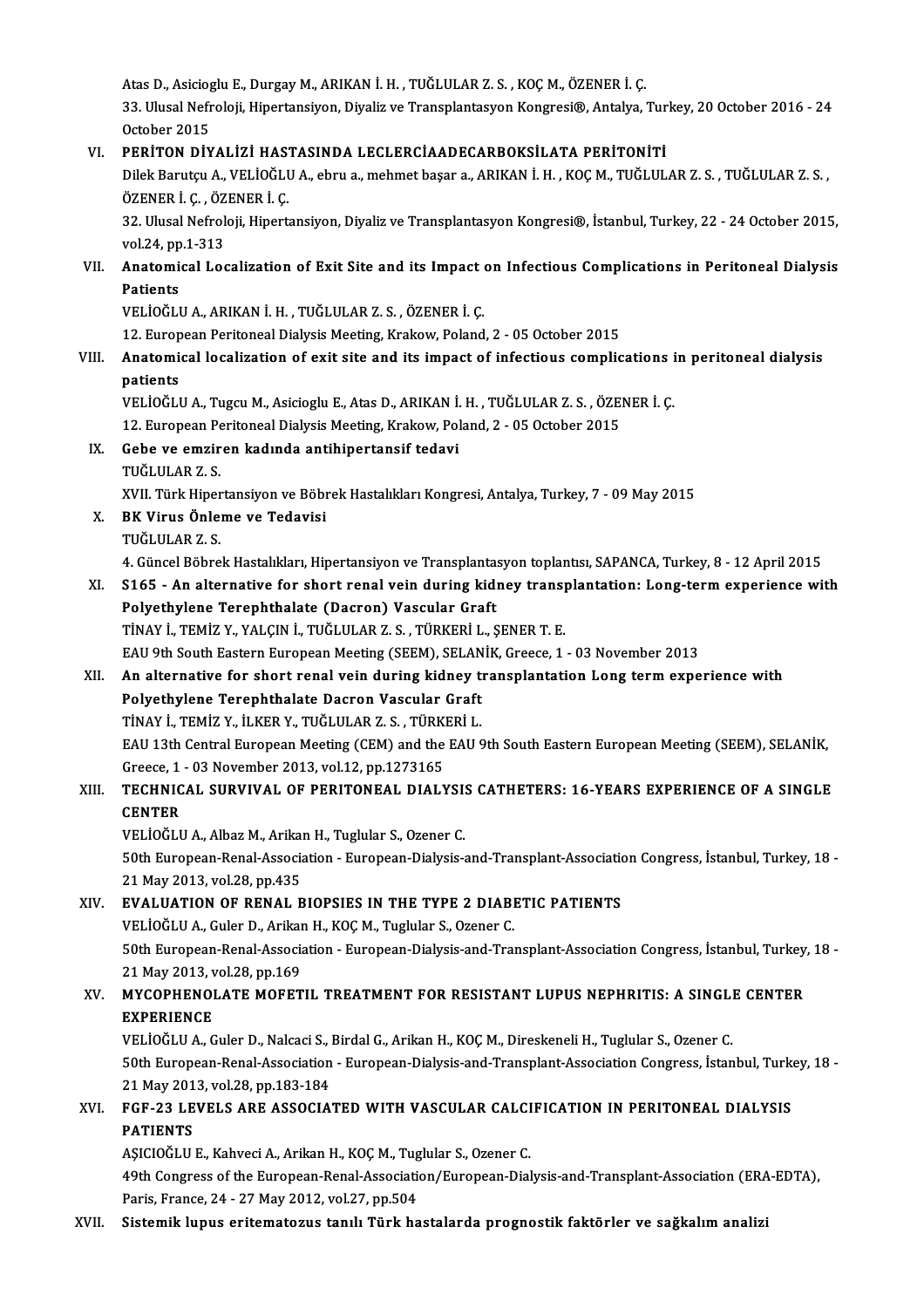Atas D., Asicioglu E., Durgay M., ARIKAN İ. H. , TUĞLULAR Z. S. , KOÇ M., ÖZENER İ. Ç.

33. Ulusal Nefroloji, Hipertansiyon, Diyaliz ve Transplantasyon Kongresi®, Antalya, Turkey, 20 October 2016 - 24 October 2015

VI. **PERİTON DİYALİZİ HASTASINDA LECLERCİAADECARBOKSİLATA PERİTONİTİ**

Dilek Barutçu A., VELİOĞLU A., ebru a., mehmet başar a., ARIKAN İ. H. , KOÇ M., TUĞLULAR Z. S. , TUĞLULAR Z. S. , ÖZENER İ. Ç. , ÖZENER İ. Ç.

32. Ulusal Nefroloji, Hipertansiyon, Diyaliz ve Transplantasyon Kongresi®, İstanbul, Turkey, 22 - 24 October 2015, vol.24, pp.1-313

VII. **Anatomical Localization of Exit Site and its Impact on Infectious Complications in Peritoneal Dialysis Patients**

VELİOĞLU A., ARIKAN İ. H. , TUĞLULAR Z. S. , ÖZENER İ. Ç.

12. European Peritoneal Dialysis Meeting, Krakow, Poland, 2 - 05 October 2015

VIII. **Anatomical localization of exit site and its impact of infectious complications in peritoneal dialysis patients**

VELİOĞLU A., Tugcu M., Asicioglu E., Atas D., ARIKAN İ. H. , TUĞLULAR Z. S. , ÖZENER İ. Ç.

12. European Peritoneal Dialysis Meeting, Krakow, Poland, 2 - 05 October 2015

IX. **Gebe ve emziren kadında antihipertansif tedavi**

TUĞLULAR Z. S.

XVII. Türk Hipertansiyon ve Böbrek Hastalıkları Kongresi, Antalya, Turkey, 7 - 09 May 2015

X. **BK Virus Önleme ve Tedavisi**

TUĞLULAR Z. S.

4. Güncel Böbrek Hastalıkları, Hipertansiyon ve Transplantasyon toplantısı, SAPANCA, Turkey, 8 - 12 April 2015

XI. **S165 - An alternative for short renal vein during kidney transplantation: Long-term experience with Polyethylene Terephthalate (Dacron) Vascular Graft**

TİNAY İ., TEMİZ Y., YALÇIN İ., TUĞLULAR Z. S. , TÜRKERİ L., ŞENER T. E.

EAU 9th South Eastern European Meeting (SEEM), SELANİK, Greece, 1 - 03 November 2013

XII. **An alternative for short renal vein during kidney transplantation Long term experience with Polyethylene Terephthalate Dacron Vascular Graft**

TİNAY İ., TEMİZ Y., İLKER Y., TUĞLULAR Z. S. , TÜRKERİ L.

EAU 13th Central European Meeting (CEM) and the EAU 9th South Eastern European Meeting (SEEM), SELANİK, Greece, 1 - 03 November 2013, vol.12, pp.1273165

XIII. **TECHNICAL SURVIVAL OF PERITONEAL DIALYSIS CATHETERS: 16-YEARS EXPERIENCE OF A SINGLE CENTER**

VELİOĞLU A., Albaz M., Arikan H., Tuglular S., Ozener C.

50th European-Renal-Association - European-Dialysis-and-Transplant-Association Congress, İstanbul, Turkey, 18 - 21 May 2013, vol.28, pp.435

XIV. **EVALUATION OF RENAL BIOPSIES IN THE TYPE 2 DIABETIC PATIENTS**

VELİOĞLU A., Guler D., Arikan H., KOÇ M., Tuglular S., Ozener C.

50th European-Renal-Association - European-Dialysis-and-Transplant-Association Congress, İstanbul, Turkey, 18 - 21 May 2013, vol.28, pp.169

XV. **MYCOPHENOLATE MOFETIL TREATMENT FOR RESISTANT LUPUS NEPHRITIS: A SINGLE CENTER EXPERIENCE**

VELİOĞLU A., Guler D., Nalcaci S., Birdal G., Arikan H., KOÇ M., Direskeneli H., Tuglular S., Ozener C.

50th European-Renal-Association - European-Dialysis-and-Transplant-Association Congress, İstanbul, Turkey, 18 - 21 May 2013, vol.28, pp.183-184

XVI. **FGF-23 LEVELS ARE ASSOCIATED WITH VASCULAR CALCIFICATION IN PERITONEAL DIALYSIS PATIENTS**

AŞICIOĞLU E., Kahveci A., Arikan H., KOÇ M., Tuglular S., Ozener C.

49th Congress of the European-Renal-Association/European-Dialysis-and-Transplant-Association (ERA-EDTA), Paris, France, 24 - 27 May 2012, vol.27, pp.504

XVII. **Sistemik lupus eritematozus tanılı Türk hastalarda prognostik faktörler ve sağkalım analizi**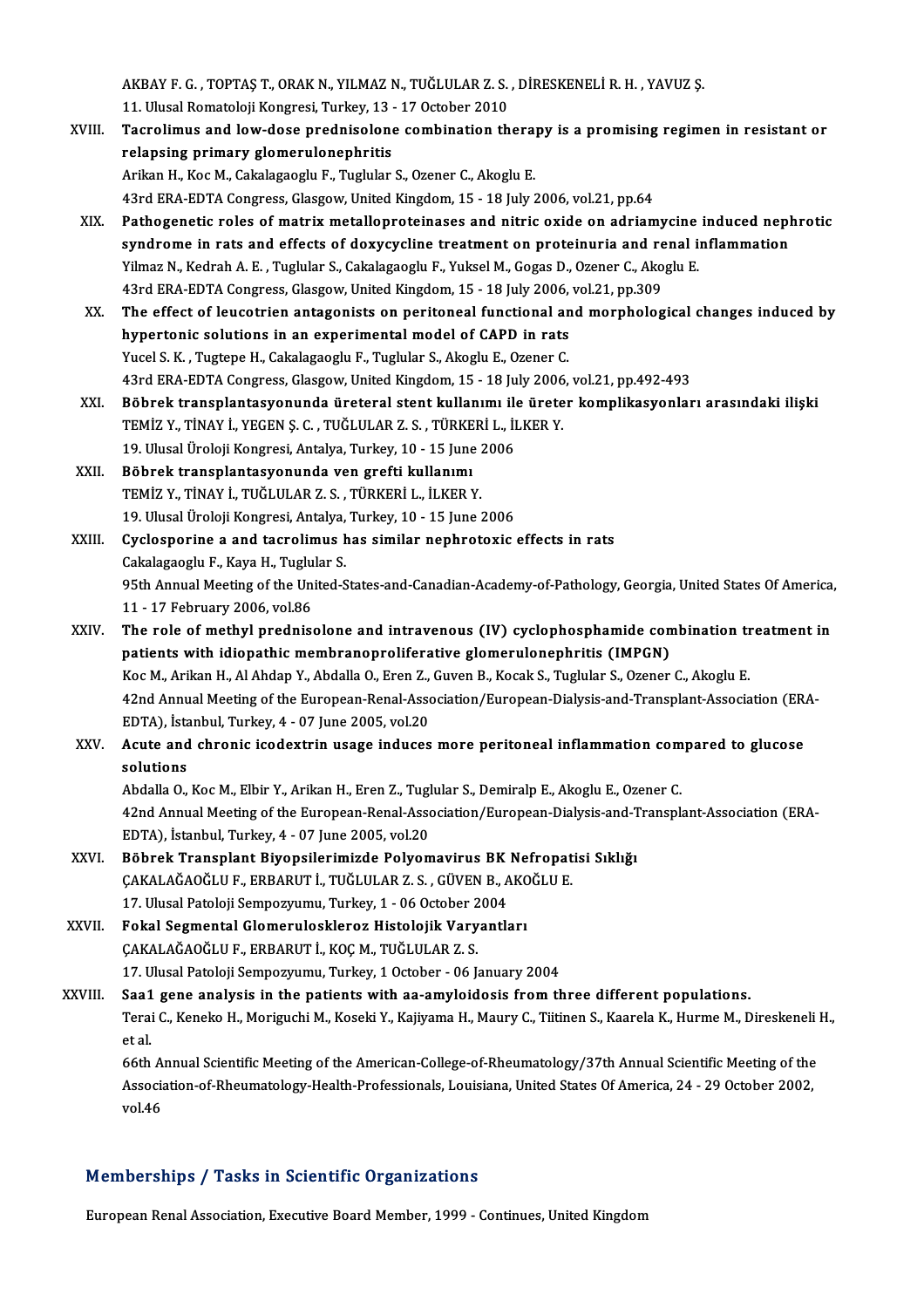AKBAY F. G. , TOPTAŞ T., ORAK N., YILMAZ N., TUĞLULAR Z. S. , DİRESKENELİ R. H. , YAVUZ Ş.
11. Ulusal Romatoloji Kongresi, Turkey, 13 - 17 October 2010

XVIII. **Tacrolimus and low-dose prednisolone combination therapy is a promising regimen in resistant or relapsing primary glomerulonephritis**
Arikan H., Koc M., Cakalagaoglu F., Tuglular S., Ozener C., Akoglu E.
43rd ERA-EDTA Congress, Glasgow, United Kingdom, 15 - 18 July 2006, vol.21, pp.64

XIX. **Pathogenetic roles of matrix metalloproteinases and nitric oxide on adriamycine induced nephrotic syndrome in rats and effects of doxycycline treatment on proteinuria and renal inflammation**
Yilmaz N., Kedrah A. E. , Tuglular S., Cakalagaoglu F., Yuksel M., Gogas D., Ozener C., Akoglu E.
43rd ERA-EDTA Congress, Glasgow, United Kingdom, 15 - 18 July 2006, vol.21, pp.309

XX. **The effect of leucotrien antagonists on peritoneal functional and morphological changes induced by hypertonic solutions in an experimental model of CAPD in rats**
Yucel S. K. , Tugtepe H., Cakalagaoglu F., Tuglular S., Akoglu E., Ozener C.
43rd ERA-EDTA Congress, Glasgow, United Kingdom, 15 - 18 July 2006, vol.21, pp.492-493

XXI. **Böbrek transplantasyonunda üreteral stent kullanımı ile üreter komplikasyonları arasındaki ilişki**
TEMİZ Y., TİNAY İ., YEGEN Ş. C. , TUĞLULAR Z. S. , TÜRKERİ L., İLKER Y.
19. Ulusal Üroloji Kongresi, Antalya, Turkey, 10 - 15 June 2006

XXII. **Böbrek transplantasyonunda ven grefti kullanımı**
TEMİZ Y., TİNAY İ., TUĞLULAR Z. S. , TÜRKERİ L., İLKER Y.
19. Ulusal Üroloji Kongresi, Antalya, Turkey, 10 - 15 June 2006

XXIII. **Cyclosporine a and tacrolimus has similar nephrotoxic effects in rats**
Cakalagaoglu F., Kaya H., Tuglular S.
95th Annual Meeting of the United-States-and-Canadian-Academy-of-Pathology, Georgia, United States Of America, 11 - 17 February 2006, vol.86

XXIV. **The role of methyl prednisolone and intravenous (IV) cyclophosphamide combination treatment in patients with idiopathic membranoproliferative glomerulonephritis (IMPGN)**
Koc M., Arikan H., Al Ahdap Y., Abdalla O., Eren Z., Guven B., Kocak S., Tuglular S., Ozener C., Akoglu E.
42nd Annual Meeting of the European-Renal-Association/European-Dialysis-and-Transplant-Association (ERA-EDTA), İstanbul, Turkey, 4 - 07 June 2005, vol.20

XXV. **Acute and chronic icodextrin usage induces more peritoneal inflammation compared to glucose solutions**
Abdalla O., Koc M., Elbir Y., Arikan H., Eren Z., Tuglular S., Demiralp E., Akoglu E., Ozener C.
42nd Annual Meeting of the European-Renal-Association/European-Dialysis-and-Transplant-Association (ERA-EDTA), İstanbul, Turkey, 4 - 07 June 2005, vol.20

XXVI. **Böbrek Transplant Biyopsilerimizde Polyomavirus BK Nefropatisi Sıklığı**
ÇAKALAĞAOĞLU F., ERBARUT İ., TUĞLULAR Z. S. , GÜVEN B., AKOĞLU E.
17. Ulusal Patoloji Sempozyumu, Turkey, 1 - 06 October 2004

XXVII. **Fokal Segmental Glomeruloskleroz Histolojik Varyantları**
ÇAKALAĞAOĞLU F., ERBARUT İ., KOÇ M., TUĞLULAR Z. S.
17. Ulusal Patoloji Sempozyumu, Turkey, 1 October - 06 January 2004

XXVIII. **Saa1 gene analysis in the patients with aa-amyloidosis from three different populations.**
Terai C., Keneko H., Moriguchi M., Koseki Y., Kajiyama H., Maury C., Tiitinen S., Kaarela K., Hurme M., Direskeneli H., et al.
66th Annual Scientific Meeting of the American-College-of-Rheumatology/37th Annual Scientific Meeting of the Association-of-Rheumatology-Health-Professionals, Louisiana, United States Of America, 24 - 29 October 2002, vol.46

## Memberships / Tasks in Scientific Organizations

European Renal Association, Executive Board Member, 1999 - Continues, United Kingdom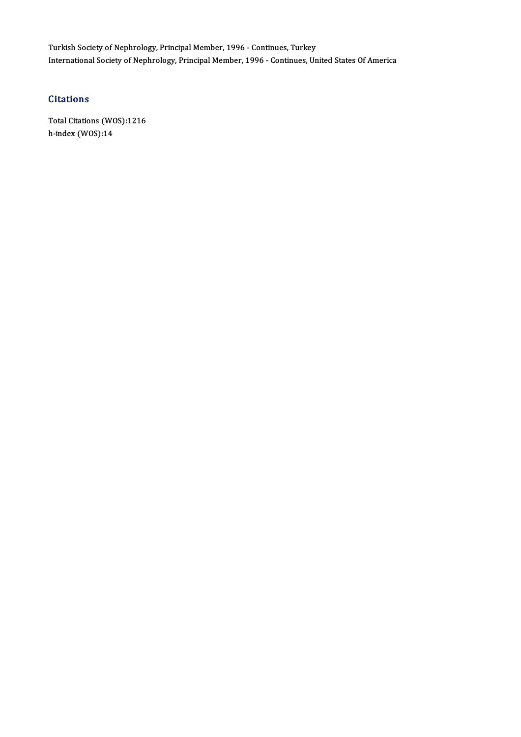Turkish Society of Nephrology, Principal Member, 1996 - Continues, Turkey
International Society of Nephrology, Principal Member, 1996 - Continues, United States Of America

## Citations

Total Citations (WOS):1216
h-index (WOS):14